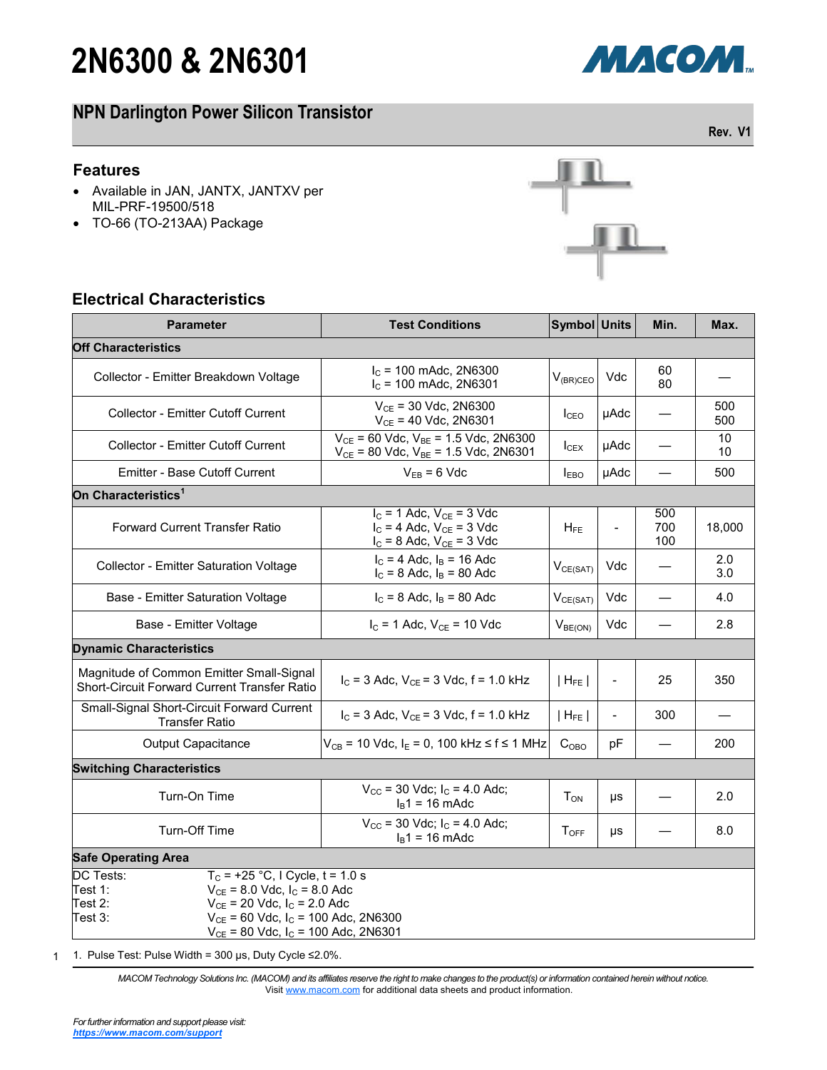# 2N6300 & 2N6301

## NPN Darlington Power Silicon Transistor

Rev. V1

### Features

- Available in JAN, JANTX, JANTXV per MIL-PRF-19500/518
- TO-66 (TO-213AA) Package

### Electrical Characteristics

| Parameter | Test Conditions | Symbol | Units | Min. | Max. |
|---|---|---|---|---|---|
| **Off Characteristics** | | | | | |
| Collector - Emitter Breakdown Voltage | $I_C$ = 100 mAdc, 2N6300<br>$I_C$ = 100 mAdc, 2N6301 | $V_{(BR)CEO}$ | Vdc | 60<br>80 | — |
| Collector - Emitter Cutoff Current | $V_{CE}$ = 30 Vdc, 2N6300<br>$V_{CE}$ = 40 Vdc, 2N6301 | $I_{CEO}$ | µAdc | — | 500<br>500 |
| Collector - Emitter Cutoff Current | $V_{CE}$ = 60 Vdc, $V_{BE}$ = 1.5 Vdc, 2N6300<br>$V_{CE}$ = 80 Vdc, $V_{BE}$ = 1.5 Vdc, 2N6301 | $I_{CEX}$ | µAdc | — | 10<br>10 |
| Emitter - Base Cutoff Current | $V_{EB}$ = 6 Vdc | $I_{EBO}$ | µAdc | — | 500 |
| **On Characteristics[1]** | | | | | |
| Forward Current Transfer Ratio | $I_C$ = 1 Adc, $V_{CE}$ = 3 Vdc<br>$I_C$ = 4 Adc, $V_{CE}$ = 3 Vdc<br>$I_C$ = 8 Adc, $V_{CE}$ = 3 Vdc | $H_{FE}$ | - | 500<br>700<br>100 | 18,000 |
| Collector - Emitter Saturation Voltage | $I_C$ = 4 Adc, $I_B$ = 16 Adc<br>$I_C$ = 8 Adc, $I_B$ = 80 Adc | $V_{CE(SAT)}$ | Vdc | — | 2.0<br>3.0 |
| Base - Emitter Saturation Voltage | $I_C$ = 8 Adc, $I_B$ = 80 Adc | $V_{CE(SAT)}$ | Vdc | — | 4.0 |
| Base - Emitter Voltage | $I_C$ = 1 Adc, $V_{CE}$ = 10 Vdc | $V_{BE(ON)}$ | Vdc | — | 2.8 |
| **Dynamic Characteristics** | | | | | |
| Magnitude of Common Emitter Small-Signal Short-Circuit Forward Current Transfer Ratio | $I_C$ = 3 Adc, $V_{CE}$ = 3 Vdc, f = 1.0 kHz | $\lvert H_{FE} \rvert$ | - | 25 | 350 |
| Small-Signal Short-Circuit Forward Current Transfer Ratio | $I_C$ = 3 Adc, $V_{CE}$ = 3 Vdc, f = 1.0 kHz | $\lvert H_{FE} \rvert$ | - | 300 | — |
| Output Capacitance | $V_{CB}$ = 10 Vdc, $I_E$ = 0, 100 kHz ≤ f ≤ 1 MHz | $C_{OBO}$ | pF | — | 200 |
| **Switching Characteristics** | | | | | |
| Turn-On Time | $V_{CC}$ = 30 Vdc; $I_C$ = 4.0 Adc;<br>$I_B1$ = 16 mAdc | $T_{ON}$ | µs | — | 2.0 |
| Turn-Off Time | $V_{CC}$ = 30 Vdc; $I_C$ = 4.0 Adc;<br>$I_B1$ = 16 mAdc | $T_{OFF}$ | µs | — | 8.0 |
| **Safe Operating Area** | | | | | |
| DC Tests:<br>Test 1:<br>Test 2:<br>Test 3: | $T_C$ = +25 °C, I Cycle, t = 1.0 s<br>$V_{CE}$ = 8.0 Vdc, $I_C$ = 8.0 Adc<br>$V_{CE}$ = 20 Vdc, $I_C$ = 2.0 Adc<br>$V_{CE}$ = 60 Vdc, $I_C$ = 100 Adc, 2N6300<br>$V_{CE}$ = 80 Vdc, $I_C$ = 100 Adc, 2N6301 | | | | |

1. Pulse Test: Pulse Width = 300 µs, Duty Cycle ≤2.0%.

*MACOM Technology Solutions Inc. (MACOM) and its affiliates reserve the right to make changes to the product(s) or information contained herein without notice.*
Visit www.macom.com for additional data sheets and product information.

*For further information and support please visit:*
***https://www.macom.com/support***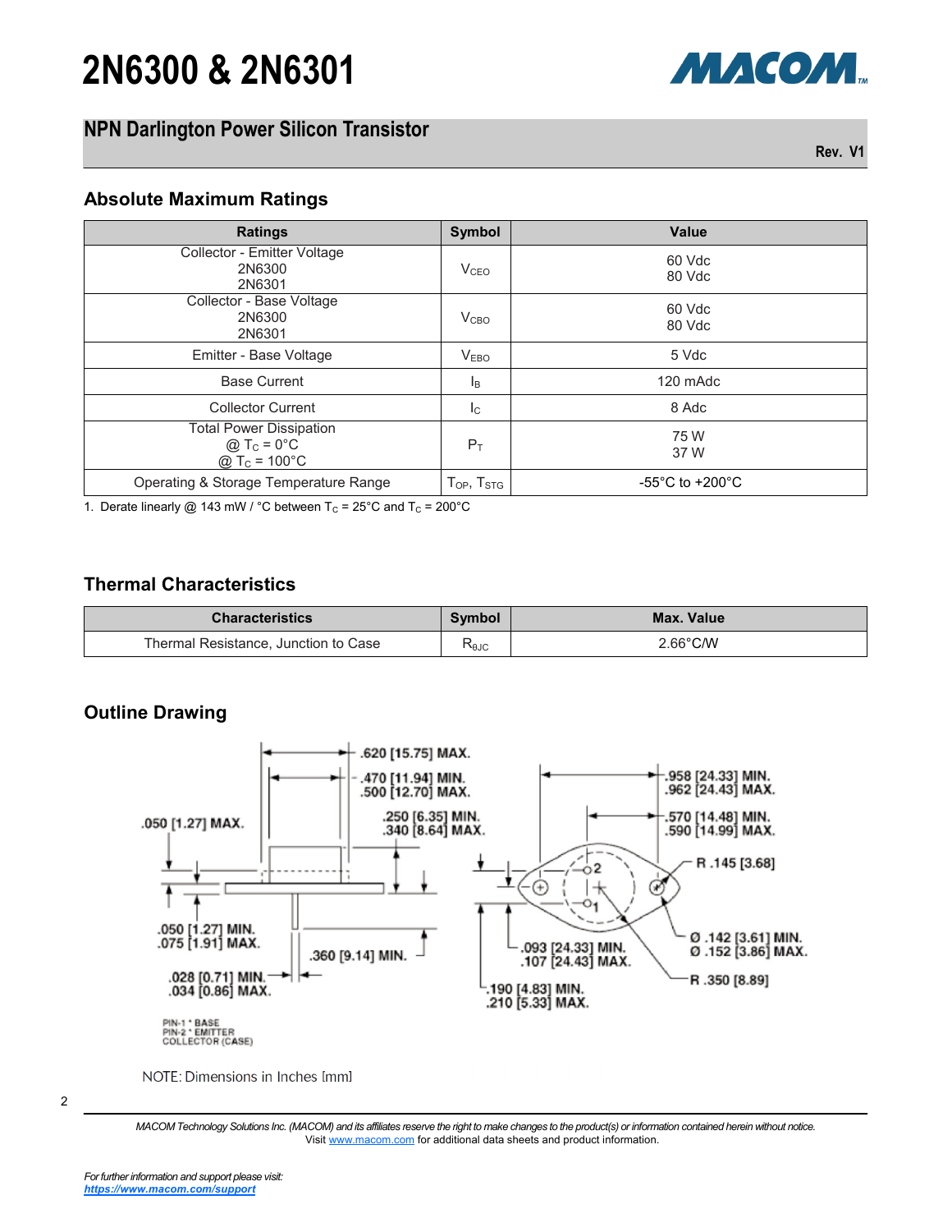# 2N6300 & 2N6301

## NPN Darlington Power Silicon Transistor

Rev. V1

### Absolute Maximum Ratings

| Ratings | Symbol | Value |
|---|---|---|
| Collector - Emitter Voltage<br>2N6300<br>2N6301 | $V_{CEO}$ | 60 Vdc<br>80 Vdc |
| Collector - Base Voltage<br>2N6300<br>2N6301 | $V_{CBO}$ | 60 Vdc<br>80 Vdc |
| Emitter - Base Voltage | $V_{EBO}$ | 5 Vdc |
| Base Current | $I_B$ | 120 mAdc |
| Collector Current | $I_C$ | 8 Adc |
| Total Power Dissipation<br>@ $T_C$ = 0°C<br>@ $T_C$ = 100°C | $P_T$ | 75 W<br>37 W |
| Operating & Storage Temperature Range | $T_{OP}$, $T_{STG}$ | -55°C to +200°C |

1. Derate linearly @ 143 mW / °C between $T_C$ = 25°C and $T_C$ = 200°C

### Thermal Characteristics

| Characteristics | Symbol | Max. Value |
|---|---|---|
| Thermal Resistance, Junction to Case | $R_{\theta JC}$ | 2.66°C/W |

### Outline Drawing

.620 [15.75] MAX.
.470 [11.94] MIN. .500 [12.70] MAX.
.250 [6.35] MIN. .340 [8.64] MAX.
.050 [1.27] MAX.
.050 [1.27] MIN. .075 [1.91] MAX.
.360 [9.14] MIN.
.028 [0.71] MIN. .034 [0.86] MAX.
.958 [24.33] MIN. .962 [24.43] MAX.
.570 [14.48] MIN. .590 [14.99] MAX.
R .145 [3.68]
Ø .142 [3.61] MIN. Ø .152 [3.86] MAX.
R .350 [8.89]
.093 [24.33] MIN. .107 [24.43] MAX.
.190 [4.83] MIN. .210 [5.33] MAX.

PIN-1 ° BASE
PIN-2 ° EMITTER
COLLECTOR (CASE)

NOTE: Dimensions in Inches [mm]

*MACOM Technology Solutions Inc. (MACOM) and its affiliates reserve the right to make changes to the product(s) or information contained herein without notice.*
Visit www.macom.com for additional data sheets and product information.

*For further information and support please visit:*
***https://www.macom.com/support***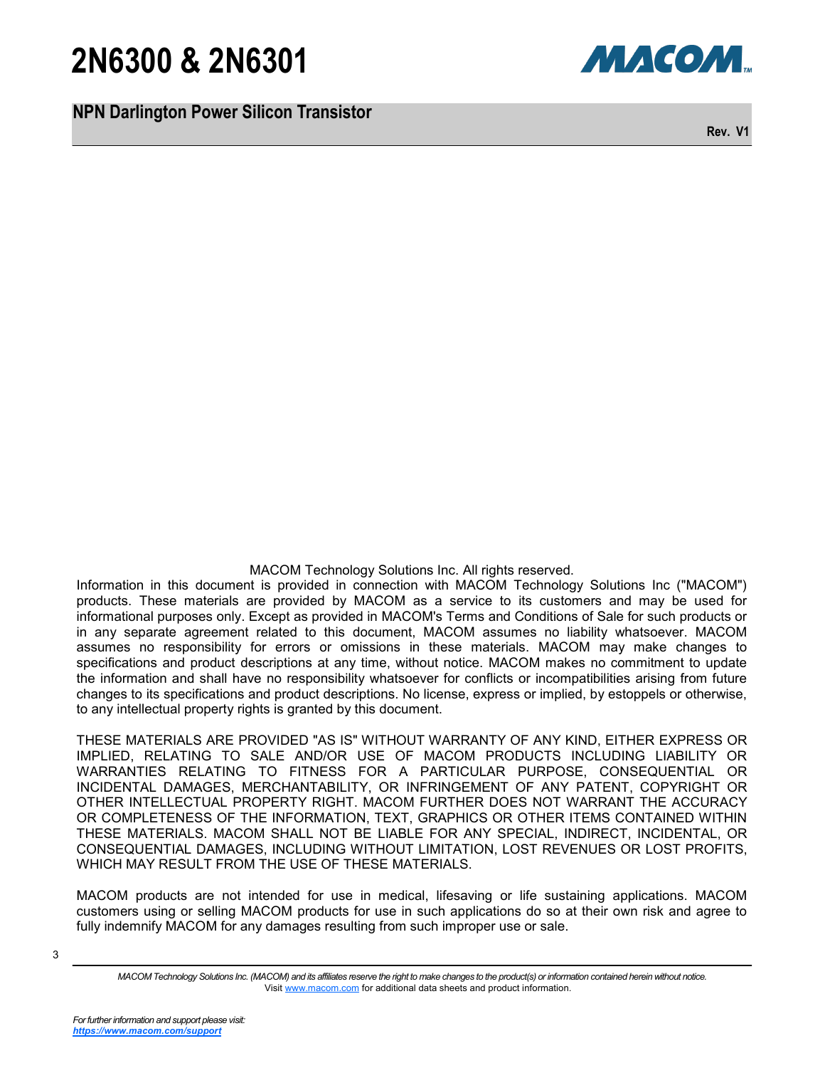MACOM Technology Solutions Inc. All rights reserved.

Information in this document is provided in connection with MACOM Technology Solutions Inc ("MACOM") products. These materials are provided by MACOM as a service to its customers and may be used for informational purposes only. Except as provided in MACOM's Terms and Conditions of Sale for such products or in any separate agreement related to this document, MACOM assumes no liability whatsoever. MACOM assumes no responsibility for errors or omissions in these materials. MACOM may make changes to specifications and product descriptions at any time, without notice. MACOM makes no commitment to update the information and shall have no responsibility whatsoever for conflicts or incompatibilities arising from future changes to its specifications and product descriptions. No license, express or implied, by estoppels or otherwise, to any intellectual property rights is granted by this document.

THESE MATERIALS ARE PROVIDED "AS IS" WITHOUT WARRANTY OF ANY KIND, EITHER EXPRESS OR IMPLIED, RELATING TO SALE AND/OR USE OF MACOM PRODUCTS INCLUDING LIABILITY OR WARRANTIES RELATING TO FITNESS FOR A PARTICULAR PURPOSE, CONSEQUENTIAL OR INCIDENTAL DAMAGES, MERCHANTABILITY, OR INFRINGEMENT OF ANY PATENT, COPYRIGHT OR OTHER INTELLECTUAL PROPERTY RIGHT. MACOM FURTHER DOES NOT WARRANT THE ACCURACY OR COMPLETENESS OF THE INFORMATION, TEXT, GRAPHICS OR OTHER ITEMS CONTAINED WITHIN THESE MATERIALS. MACOM SHALL NOT BE LIABLE FOR ANY SPECIAL, INDIRECT, INCIDENTAL, OR CONSEQUENTIAL DAMAGES, INCLUDING WITHOUT LIMITATION, LOST REVENUES OR LOST PROFITS, WHICH MAY RESULT FROM THE USE OF THESE MATERIALS.

MACOM products are not intended for use in medical, lifesaving or life sustaining applications. MACOM customers using or selling MACOM products for use in such applications do so at their own risk and agree to fully indemnify MACOM for any damages resulting from such improper use or sale.